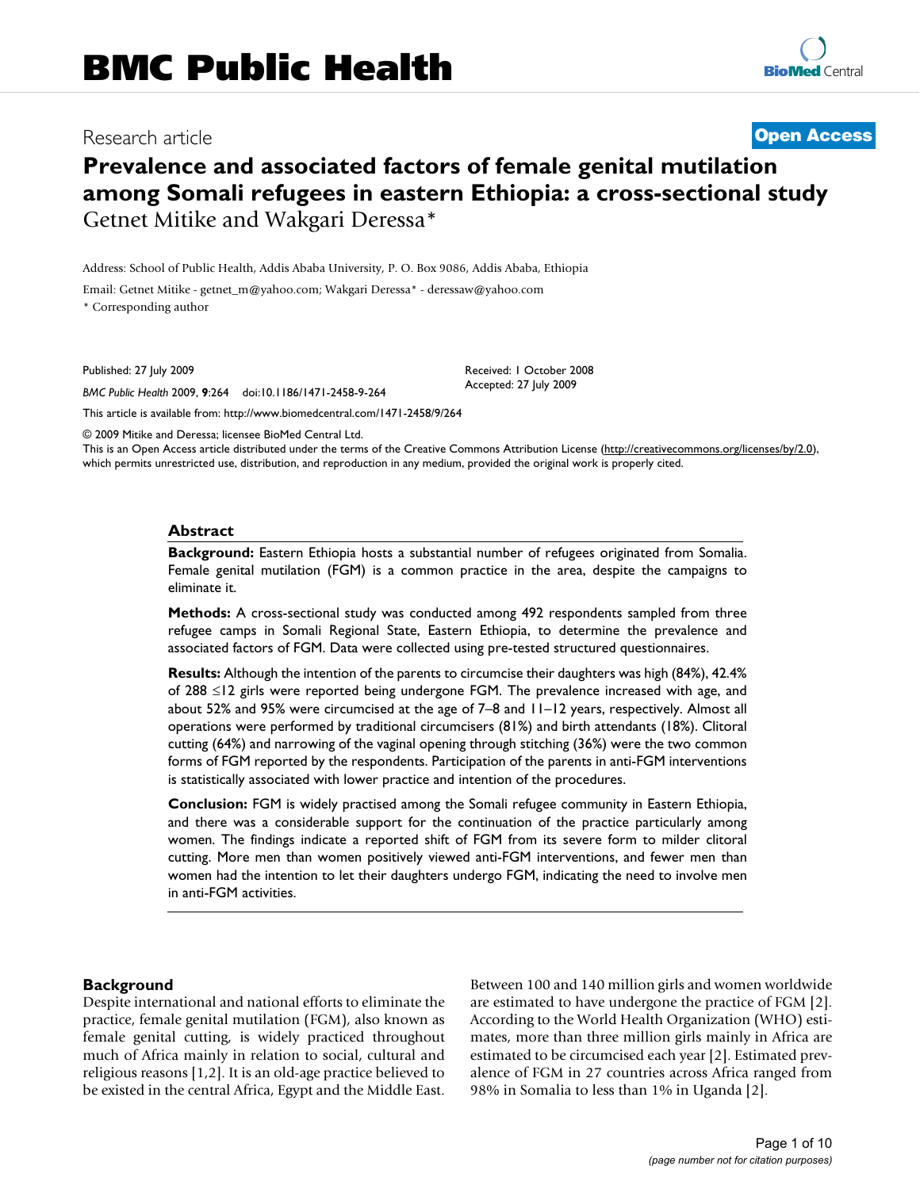# Prevalence and associated factors of female genital mutilation among Somali refugees in eastern Ethiopia: a cross-sectional study

Research article

Open Access

Getnet Mitike and Wakgari Deressa*

Address: School of Public Health, Addis Ababa University, P. O. Box 9086, Addis Ababa, Ethiopia

Email: Getnet Mitike - getnet_m@yahoo.com; Wakgari Deressa* - deressaw@yahoo.com

\* Corresponding author

Published: 27 July 2009

*BMC Public Health* 2009, **9**:264 doi:10.1186/1471-2458-9-264

Received: 1 October 2008
Accepted: 27 July 2009

This article is available from: http://www.biomedcentral.com/1471-2458/9/264

© 2009 Mitike and Deressa; licensee BioMed Central Ltd.
This is an Open Access article distributed under the terms of the Creative Commons Attribution License (http://creativecommons.org/licenses/by/2.0), which permits unrestricted use, distribution, and reproduction in any medium, provided the original work is properly cited.

## Abstract

**Background:** Eastern Ethiopia hosts a substantial number of refugees originated from Somalia. Female genital mutilation (FGM) is a common practice in the area, despite the campaigns to eliminate it.

**Methods:** A cross-sectional study was conducted among 492 respondents sampled from three refugee camps in Somali Regional State, Eastern Ethiopia, to determine the prevalence and associated factors of FGM. Data were collected using pre-tested structured questionnaires.

**Results:** Although the intention of the parents to circumcise their daughters was high (84%), 42.4% of 288 ≤12 girls were reported being undergone FGM. The prevalence increased with age, and about 52% and 95% were circumcised at the age of 7–8 and 11–12 years, respectively. Almost all operations were performed by traditional circumcisers (81%) and birth attendants (18%). Clitoral cutting (64%) and narrowing of the vaginal opening through stitching (36%) were the two common forms of FGM reported by the respondents. Participation of the parents in anti-FGM interventions is statistically associated with lower practice and intention of the procedures.

**Conclusion:** FGM is widely practised among the Somali refugee community in Eastern Ethiopia, and there was a considerable support for the continuation of the practice particularly among women. The findings indicate a reported shift of FGM from its severe form to milder clitoral cutting. More men than women positively viewed anti-FGM interventions, and fewer men than women had the intention to let their daughters undergo FGM, indicating the need to involve men in anti-FGM activities.

## Background

Despite international and national efforts to eliminate the practice, female genital mutilation (FGM), also known as female genital cutting, is widely practiced throughout much of Africa mainly in relation to social, cultural and religious reasons [1,2]. It is an old-age practice believed to be existed in the central Africa, Egypt and the Middle East. Between 100 and 140 million girls and women worldwide are estimated to have undergone the practice of FGM [2]. According to the World Health Organization (WHO) estimates, more than three million girls mainly in Africa are estimated to be circumcised each year [2]. Estimated prevalence of FGM in 27 countries across Africa ranged from 98% in Somalia to less than 1% in Uganda [2].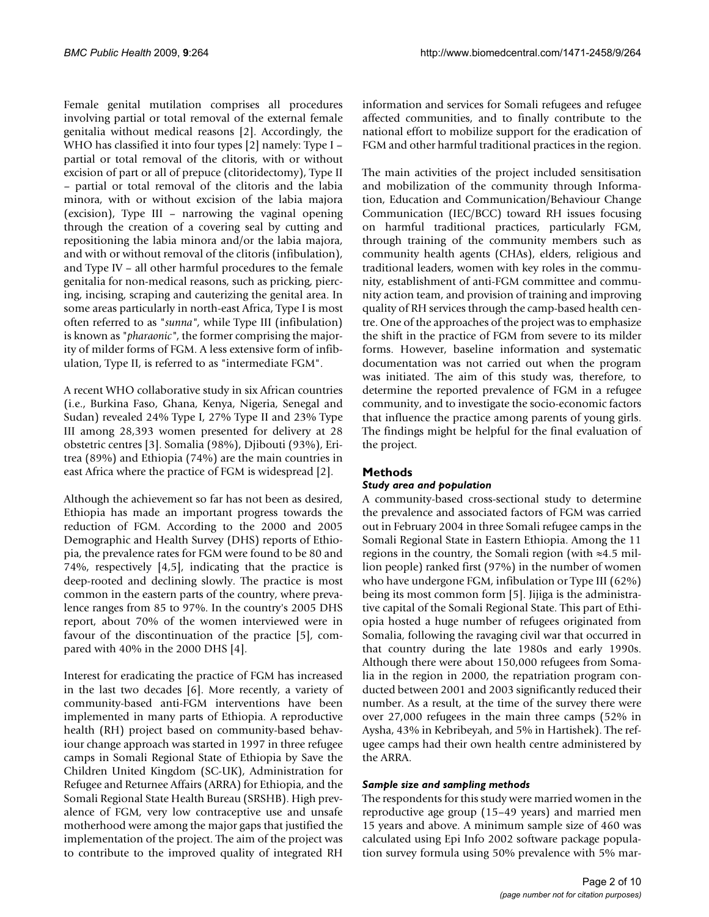Female genital mutilation comprises all procedures involving partial or total removal of the external female genitalia without medical reasons [2]. Accordingly, the WHO has classified it into four types [2] namely: Type I – partial or total removal of the clitoris, with or without excision of part or all of prepuce (clitoridectomy), Type II – partial or total removal of the clitoris and the labia minora, with or without excision of the labia majora (excision), Type III – narrowing the vaginal opening through the creation of a covering seal by cutting and repositioning the labia minora and/or the labia majora, and with or without removal of the clitoris (infibulation), and Type IV – all other harmful procedures to the female genitalia for non-medical reasons, such as pricking, piercing, incising, scraping and cauterizing the genital area. In some areas particularly in north-east Africa, Type I is most often referred to as "*sunna*", while Type III (infibulation) is known as "*pharaonic*", the former comprising the majority of milder forms of FGM. A less extensive form of infibulation, Type II, is referred to as "intermediate FGM".

A recent WHO collaborative study in six African countries (i.e., Burkina Faso, Ghana, Kenya, Nigeria, Senegal and Sudan) revealed 24% Type I, 27% Type II and 23% Type III among 28,393 women presented for delivery at 28 obstetric centres [3]. Somalia (98%), Djibouti (93%), Eritrea (89%) and Ethiopia (74%) are the main countries in east Africa where the practice of FGM is widespread [2].

Although the achievement so far has not been as desired, Ethiopia has made an important progress towards the reduction of FGM. According to the 2000 and 2005 Demographic and Health Survey (DHS) reports of Ethiopia, the prevalence rates for FGM were found to be 80 and 74%, respectively [4,5], indicating that the practice is deep-rooted and declining slowly. The practice is most common in the eastern parts of the country, where prevalence ranges from 85 to 97%. In the country's 2005 DHS report, about 70% of the women interviewed were in favour of the discontinuation of the practice [5], compared with 40% in the 2000 DHS [4].

Interest for eradicating the practice of FGM has increased in the last two decades [6]. More recently, a variety of community-based anti-FGM interventions have been implemented in many parts of Ethiopia. A reproductive health (RH) project based on community-based behaviour change approach was started in 1997 in three refugee camps in Somali Regional State of Ethiopia by Save the Children United Kingdom (SC-UK), Administration for Refugee and Returnee Affairs (ARRA) for Ethiopia, and the Somali Regional State Health Bureau (SRSHB). High prevalence of FGM, very low contraceptive use and unsafe motherhood were among the major gaps that justified the implementation of the project. The aim of the project was to contribute to the improved quality of integrated RH information and services for Somali refugees and refugee affected communities, and to finally contribute to the national effort to mobilize support for the eradication of FGM and other harmful traditional practices in the region.

The main activities of the project included sensitisation and mobilization of the community through Information, Education and Communication/Behaviour Change Communication (IEC/BCC) toward RH issues focusing on harmful traditional practices, particularly FGM, through training of the community members such as community health agents (CHAs), elders, religious and traditional leaders, women with key roles in the community, establishment of anti-FGM committee and community action team, and provision of training and improving quality of RH services through the camp-based health centre. One of the approaches of the project was to emphasize the shift in the practice of FGM from severe to its milder forms. However, baseline information and systematic documentation was not carried out when the program was initiated. The aim of this study was, therefore, to determine the reported prevalence of FGM in a refugee community, and to investigate the socio-economic factors that influence the practice among parents of young girls. The findings might be helpful for the final evaluation of the project.

## Methods

### *Study area and population*

A community-based cross-sectional study to determine the prevalence and associated factors of FGM was carried out in February 2004 in three Somali refugee camps in the Somali Regional State in Eastern Ethiopia. Among the 11 regions in the country, the Somali region (with ≈4.5 million people) ranked first (97%) in the number of women who have undergone FGM, infibulation or Type III (62%) being its most common form [5]. Jijiga is the administrative capital of the Somali Regional State. This part of Ethiopia hosted a huge number of refugees originated from Somalia, following the ravaging civil war that occurred in that country during the late 1980s and early 1990s. Although there were about 150,000 refugees from Somalia in the region in 2000, the repatriation program conducted between 2001 and 2003 significantly reduced their number. As a result, at the time of the survey there were over 27,000 refugees in the main three camps (52% in Aysha, 43% in Kebribeyah, and 5% in Hartishek). The refugee camps had their own health centre administered by the ARRA.

### *Sample size and sampling methods*

The respondents for this study were married women in the reproductive age group (15–49 years) and married men 15 years and above. A minimum sample size of 460 was calculated using Epi Info 2002 software package population survey formula using 50% prevalence with 5% mar-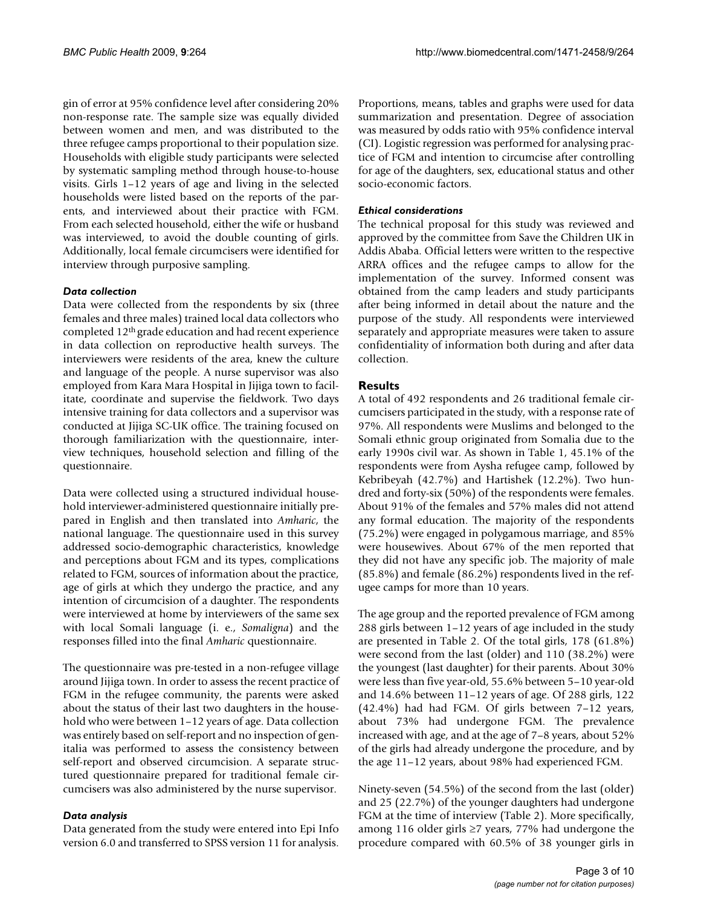gin of error at 95% confidence level after considering 20% non-response rate. The sample size was equally divided between women and men, and was distributed to the three refugee camps proportional to their population size. Households with eligible study participants were selected by systematic sampling method through house-to-house visits. Girls 1–12 years of age and living in the selected households were listed based on the reports of the parents, and interviewed about their practice with FGM. From each selected household, either the wife or husband was interviewed, to avoid the double counting of girls. Additionally, local female circumcisers were identified for interview through purposive sampling.

### *Data collection*

Data were collected from the respondents by six (three females and three males) trained local data collectors who completed 12th grade education and had recent experience in data collection on reproductive health surveys. The interviewers were residents of the area, knew the culture and language of the people. A nurse supervisor was also employed from Kara Mara Hospital in Jijiga town to facilitate, coordinate and supervise the fieldwork. Two days intensive training for data collectors and a supervisor was conducted at Jijiga SC-UK office. The training focused on thorough familiarization with the questionnaire, interview techniques, household selection and filling of the questionnaire.

Data were collected using a structured individual household interviewer-administered questionnaire initially prepared in English and then translated into *Amharic*, the national language. The questionnaire used in this survey addressed socio-demographic characteristics, knowledge and perceptions about FGM and its types, complications related to FGM, sources of information about the practice, age of girls at which they undergo the practice, and any intention of circumcision of a daughter. The respondents were interviewed at home by interviewers of the same sex with local Somali language (i. e., *Somaligna*) and the responses filled into the final *Amharic* questionnaire.

The questionnaire was pre-tested in a non-refugee village around Jijiga town. In order to assess the recent practice of FGM in the refugee community, the parents were asked about the status of their last two daughters in the household who were between 1–12 years of age. Data collection was entirely based on self-report and no inspection of genitalia was performed to assess the consistency between self-report and observed circumcision. A separate structured questionnaire prepared for traditional female circumcisers was also administered by the nurse supervisor.

### *Data analysis*

Data generated from the study were entered into Epi Info version 6.0 and transferred to SPSS version 11 for analysis. Proportions, means, tables and graphs were used for data summarization and presentation. Degree of association was measured by odds ratio with 95% confidence interval (CI). Logistic regression was performed for analysing practice of FGM and intention to circumcise after controlling for age of the daughters, sex, educational status and other socio-economic factors.

### *Ethical considerations*

The technical proposal for this study was reviewed and approved by the committee from Save the Children UK in Addis Ababa. Official letters were written to the respective ARRA offices and the refugee camps to allow for the implementation of the survey. Informed consent was obtained from the camp leaders and study participants after being informed in detail about the nature and the purpose of the study. All respondents were interviewed separately and appropriate measures were taken to assure confidentiality of information both during and after data collection.

## Results

A total of 492 respondents and 26 traditional female circumcisers participated in the study, with a response rate of 97%. All respondents were Muslims and belonged to the Somali ethnic group originated from Somalia due to the early 1990s civil war. As shown in Table 1, 45.1% of the respondents were from Aysha refugee camp, followed by Kebribeyah (42.7%) and Hartishek (12.2%). Two hundred and forty-six (50%) of the respondents were females. About 91% of the females and 57% males did not attend any formal education. The majority of the respondents (75.2%) were engaged in polygamous marriage, and 85% were housewives. About 67% of the men reported that they did not have any specific job. The majority of male (85.8%) and female (86.2%) respondents lived in the refugee camps for more than 10 years.

The age group and the reported prevalence of FGM among 288 girls between 1–12 years of age included in the study are presented in Table 2. Of the total girls, 178 (61.8%) were second from the last (older) and 110 (38.2%) were the youngest (last daughter) for their parents. About 30% were less than five year-old, 55.6% between 5–10 year-old and 14.6% between 11–12 years of age. Of 288 girls, 122 (42.4%) had had FGM. Of girls between 7–12 years, about 73% had undergone FGM. The prevalence increased with age, and at the age of 7–8 years, about 52% of the girls had already undergone the procedure, and by the age 11–12 years, about 98% had experienced FGM.

Ninety-seven (54.5%) of the second from the last (older) and 25 (22.7%) of the younger daughters had undergone FGM at the time of interview (Table 2). More specifically, among 116 older girls ≥7 years, 77% had undergone the procedure compared with 60.5% of 38 younger girls in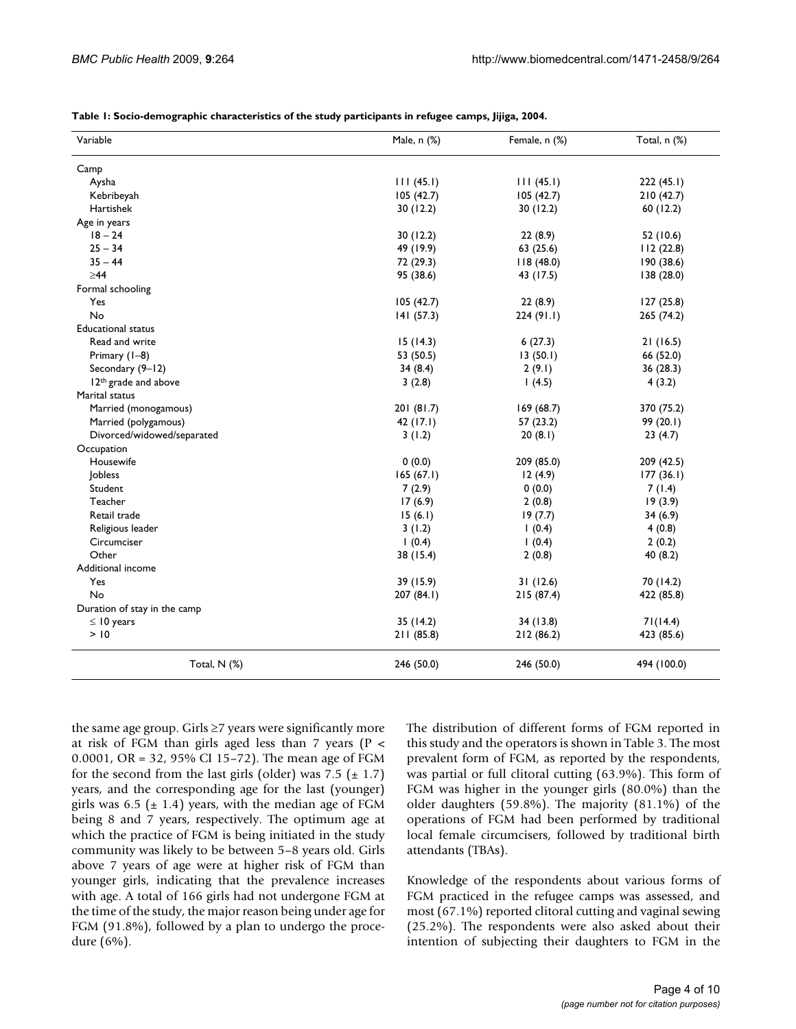**Table 1: Socio-demographic characteristics of the study participants in refugee camps, Jijiga, 2004.**

| Variable | Male, n (%) | Female, n (%) | Total, n (%) |
|---|---|---|---|
| Camp | | | |
| Aysha | 111 (45.1) | 111 (45.1) | 222 (45.1) |
| Kebribeyah | 105 (42.7) | 105 (42.7) | 210 (42.7) |
| Hartishek | 30 (12.2) | 30 (12.2) | 60 (12.2) |
| Age in years | | | |
| 18 – 24 | 30 (12.2) | 22 (8.9) | 52 (10.6) |
| 25 – 34 | 49 (19.9) | 63 (25.6) | 112 (22.8) |
| 35 – 44 | 72 (29.3) | 118 (48.0) | 190 (38.6) |
| ≥44 | 95 (38.6) | 43 (17.5) | 138 (28.0) |
| Formal schooling | | | |
| Yes | 105 (42.7) | 22 (8.9) | 127 (25.8) |
| No | 141 (57.3) | 224 (91.1) | 265 (74.2) |
| Educational status | | | |
| Read and write | 15 (14.3) | 6 (27.3) | 21 (16.5) |
| Primary (1–8) | 53 (50.5) | 13 (50.1) | 66 (52.0) |
| Secondary (9–12) | 34 (8.4) | 2 (9.1) | 36 (28.3) |
| 12th grade and above | 3 (2.8) | 1 (4.5) | 4 (3.2) |
| Marital status | | | |
| Married (monogamous) | 201 (81.7) | 169 (68.7) | 370 (75.2) |
| Married (polygamous) | 42 (17.1) | 57 (23.2) | 99 (20.1) |
| Divorced/widowed/separated | 3 (1.2) | 20 (8.1) | 23 (4.7) |
| Occupation | | | |
| Housewife | 0 (0.0) | 209 (85.0) | 209 (42.5) |
| Jobless | 165 (67.1) | 12 (4.9) | 177 (36.1) |
| Student | 7 (2.9) | 0 (0.0) | 7 (1.4) |
| Teacher | 17 (6.9) | 2 (0.8) | 19 (3.9) |
| Retail trade | 15 (6.1) | 19 (7.7) | 34 (6.9) |
| Religious leader | 3 (1.2) | 1 (0.4) | 4 (0.8) |
| Circumciser | 1 (0.4) | 1 (0.4) | 2 (0.2) |
| Other | 38 (15.4) | 2 (0.8) | 40 (8.2) |
| Additional income | | | |
| Yes | 39 (15.9) | 31 (12.6) | 70 (14.2) |
| No | 207 (84.1) | 215 (87.4) | 422 (85.8) |
| Duration of stay in the camp | | | |
| ≤ 10 years | 35 (14.2) | 34 (13.8) | 71(14.4) |
| > 10 | 211 (85.8) | 212 (86.2) | 423 (85.6) |
| Total, N (%) | 246 (50.0) | 246 (50.0) | 494 (100.0) |

the same age group. Girls ≥7 years were significantly more at risk of FGM than girls aged less than 7 years ($P < 0.0001$, OR = 32, 95% CI 15–72). The mean age of FGM for the second from the last girls (older) was 7.5 (± 1.7) years, and the corresponding age for the last (younger) girls was 6.5 (± 1.4) years, with the median age of FGM being 8 and 7 years, respectively. The optimum age at which the practice of FGM is being initiated in the study community was likely to be between 5–8 years old. Girls above 7 years of age were at higher risk of FGM than younger girls, indicating that the prevalence increases with age. A total of 166 girls had not undergone FGM at the time of the study, the major reason being under age for FGM (91.8%), followed by a plan to undergo the procedure (6%).

The distribution of different forms of FGM reported in this study and the operators is shown in Table 3. The most prevalent form of FGM, as reported by the respondents, was partial or full clitoral cutting (63.9%). This form of FGM was higher in the younger girls (80.0%) than the older daughters (59.8%). The majority (81.1%) of the operations of FGM had been performed by traditional local female circumcisers, followed by traditional birth attendants (TBAs).

Knowledge of the respondents about various forms of FGM practiced in the refugee camps was assessed, and most (67.1%) reported clitoral cutting and vaginal sewing (25.2%). The respondents were also asked about their intention of subjecting their daughters to FGM in the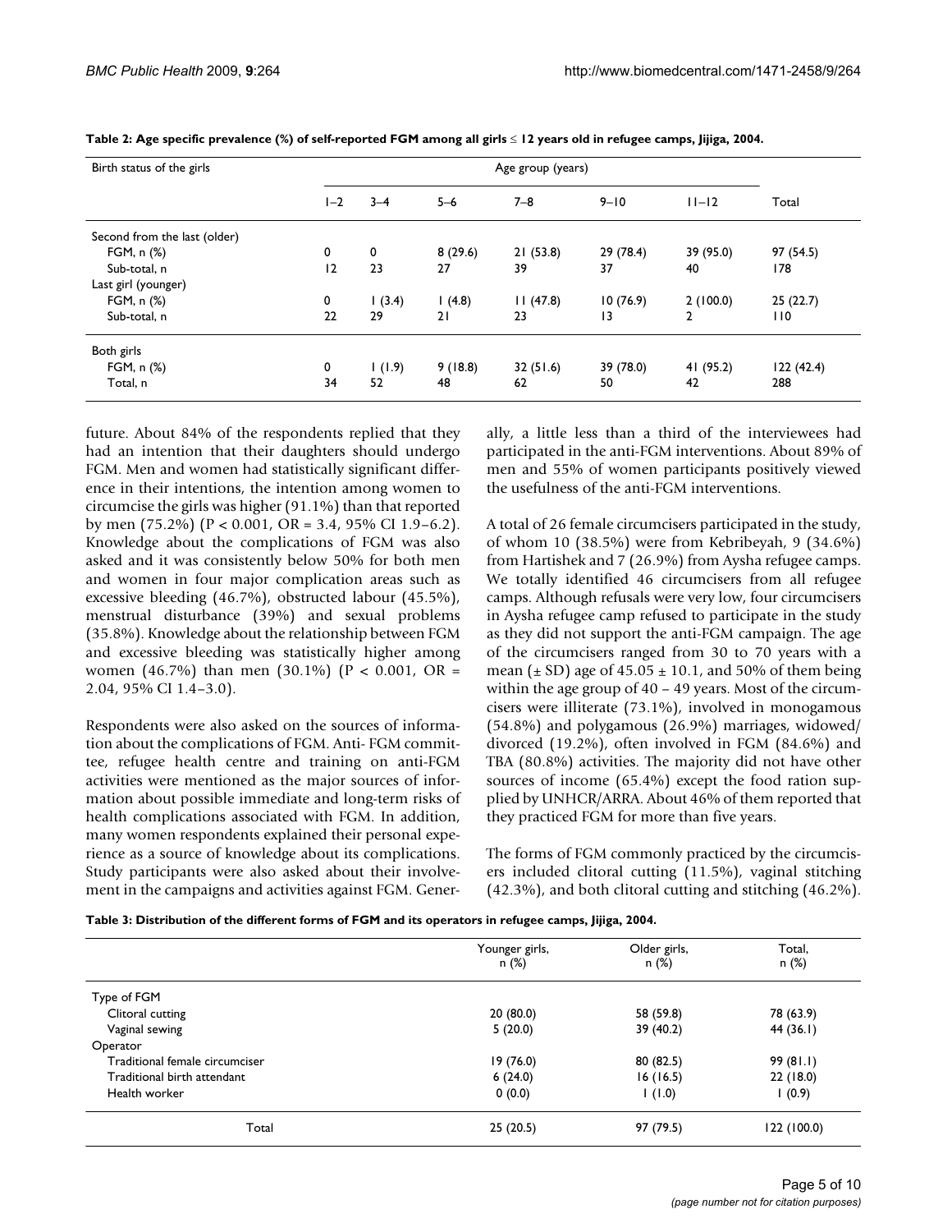**Table 2: Age specific prevalence (%) of self-reported FGM among all girls ≤ 12 years old in refugee camps, Jijiga, 2004.**

| Birth status of the girls | Age group (years) | | | | | | |
|---|---|---|---|---|---|---|---|
| | 1–2 | 3–4 | 5–6 | 7–8 | 9–10 | 11–12 | Total |
| Second from the last (older) | | | | | | | |
| FGM, n (%) | 0 | 0 | 8 (29.6) | 21 (53.8) | 29 (78.4) | 39 (95.0) | 97 (54.5) |
| Sub-total, n | 12 | 23 | 27 | 39 | 37 | 40 | 178 |
| Last girl (younger) | | | | | | | |
| FGM, n (%) | 0 | 1 (3.4) | 1 (4.8) | 11 (47.8) | 10 (76.9) | 2 (100.0) | 25 (22.7) |
| Sub-total, n | 22 | 29 | 21 | 23 | 13 | 2 | 110 |
| Both girls | | | | | | | |
| FGM, n (%) | 0 | 1 (1.9) | 9 (18.8) | 32 (51.6) | 39 (78.0) | 41 (95.2) | 122 (42.4) |
| Total, n | 34 | 52 | 48 | 62 | 50 | 42 | 288 |

future. About 84% of the respondents replied that they had an intention that their daughters should undergo FGM. Men and women had statistically significant difference in their intentions, the intention among women to circumcise the girls was higher (91.1%) than that reported by men (75.2%) ($P < 0.001$, OR = 3.4, 95% CI 1.9–6.2). Knowledge about the complications of FGM was also asked and it was consistently below 50% for both men and women in four major complication areas such as excessive bleeding (46.7%), obstructed labour (45.5%), menstrual disturbance (39%) and sexual problems (35.8%). Knowledge about the relationship between FGM and excessive bleeding was statistically higher among women (46.7%) than men (30.1%) ($P < 0.001$, OR = 2.04, 95% CI 1.4–3.0).

Respondents were also asked on the sources of information about the complications of FGM. Anti- FGM committee, refugee health centre and training on anti-FGM activities were mentioned as the major sources of information about possible immediate and long-term risks of health complications associated with FGM. In addition, many women respondents explained their personal experience as a source of knowledge about its complications. Study participants were also asked about their involvement in the campaigns and activities against FGM. Generally, a little less than a third of the interviewees had participated in the anti-FGM interventions. About 89% of men and 55% of women participants positively viewed the usefulness of the anti-FGM interventions.

A total of 26 female circumcisers participated in the study, of whom 10 (38.5%) were from Kebribeyah, 9 (34.6%) from Hartishek and 7 (26.9%) from Aysha refugee camps. We totally identified 46 circumcisers from all refugee camps. Although refusals were very low, four circumcisers in Aysha refugee camp refused to participate in the study as they did not support the anti-FGM campaign. The age of the circumcisers ranged from 30 to 70 years with a mean (± SD) age of 45.05 ± 10.1, and 50% of them being within the age group of 40 – 49 years. Most of the circumcisers were illiterate (73.1%), involved in monogamous (54.8%) and polygamous (26.9%) marriages, widowed/divorced (19.2%), often involved in FGM (84.6%) and TBA (80.8%) activities. The majority did not have other sources of income (65.4%) except the food ration supplied by UNHCR/ARRA. About 46% of them reported that they practiced FGM for more than five years.

The forms of FGM commonly practiced by the circumcisers included clitoral cutting (11.5%), vaginal stitching (42.3%), and both clitoral cutting and stitching (46.2%).

**Table 3: Distribution of the different forms of FGM and its operators in refugee camps, Jijiga, 2004.**

| | Younger girls, n (%) | Older girls, n (%) | Total, n (%) |
|---|---|---|---|
| Type of FGM | | | |
| Clitoral cutting | 20 (80.0) | 58 (59.8) | 78 (63.9) |
| Vaginal sewing | 5 (20.0) | 39 (40.2) | 44 (36.1) |
| Operator | | | |
| Traditional female circumciser | 19 (76.0) | 80 (82.5) | 99 (81.1) |
| Traditional birth attendant | 6 (24.0) | 16 (16.5) | 22 (18.0) |
| Health worker | 0 (0.0) | 1 (1.0) | 1 (0.9) |
| Total | 25 (20.5) | 97 (79.5) | 122 (100.0) |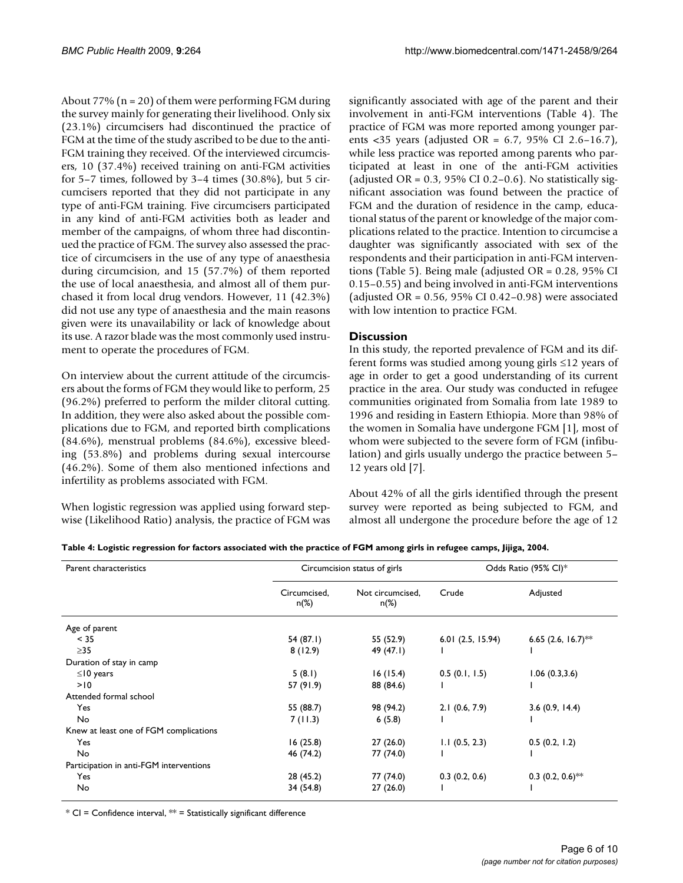About 77% (n = 20) of them were performing FGM during the survey mainly for generating their livelihood. Only six (23.1%) circumcisers had discontinued the practice of FGM at the time of the study ascribed to be due to the anti-FGM training they received. Of the interviewed circumcisers, 10 (37.4%) received training on anti-FGM activities for 5–7 times, followed by 3–4 times (30.8%), but 5 circumcisers reported that they did not participate in any type of anti-FGM training. Five circumcisers participated in any kind of anti-FGM activities both as leader and member of the campaigns, of whom three had discontinued the practice of FGM. The survey also assessed the practice of circumcisers in the use of any type of anaesthesia during circumcision, and 15 (57.7%) of them reported the use of local anaesthesia, and almost all of them purchased it from local drug vendors. However, 11 (42.3%) did not use any type of anaesthesia and the main reasons given were its unavailability or lack of knowledge about its use. A razor blade was the most commonly used instrument to operate the procedures of FGM.

On interview about the current attitude of the circumcisers about the forms of FGM they would like to perform, 25 (96.2%) preferred to perform the milder clitoral cutting. In addition, they were also asked about the possible complications due to FGM, and reported birth complications (84.6%), menstrual problems (84.6%), excessive bleeding (53.8%) and problems during sexual intercourse (46.2%). Some of them also mentioned infections and infertility as problems associated with FGM.

When logistic regression was applied using forward stepwise (Likelihood Ratio) analysis, the practice of FGM was significantly associated with age of the parent and their involvement in anti-FGM interventions (Table 4). The practice of FGM was more reported among younger parents <35 years (adjusted OR = 6.7, 95% CI 2.6–16.7), while less practice was reported among parents who participated at least in one of the anti-FGM activities (adjusted OR = 0.3, 95% CI 0.2–0.6). No statistically significant association was found between the practice of FGM and the duration of residence in the camp, educational status of the parent or knowledge of the major complications related to the practice. Intention to circumcise a daughter was significantly associated with sex of the respondents and their participation in anti-FGM interventions (Table 5). Being male (adjusted OR = 0.28, 95% CI 0.15–0.55) and being involved in anti-FGM interventions (adjusted OR = 0.56, 95% CI 0.42–0.98) were associated with low intention to practice FGM.

## Discussion

In this study, the reported prevalence of FGM and its different forms was studied among young girls ≤12 years of age in order to get a good understanding of its current practice in the area. Our study was conducted in refugee communities originated from Somalia from late 1989 to 1996 and residing in Eastern Ethiopia. More than 98% of the women in Somalia have undergone FGM [1], most of whom were subjected to the severe form of FGM (infibulation) and girls usually undergo the practice between 5–12 years old [7].

About 42% of all the girls identified through the present survey were reported as being subjected to FGM, and almost all undergone the procedure before the age of 12

**Table 4: Logistic regression for factors associated with the practice of FGM among girls in refugee camps, Jijiga, 2004.**

| Parent characteristics | Circumcision status of girls | | Odds Ratio (95% CI)* | |
|---|---|---|---|---|
| | Circumcised, n(%) | Not circumcised, n(%) | Crude | Adjusted |
| Age of parent | | | | |
| < 35 | 54 (87.1) | 55 (52.9) | 6.01 (2.5, 15.94) | 6.65 (2.6, 16.7)** |
| ≥35 | 8 (12.9) | 49 (47.1) | I | I |
| Duration of stay in camp | | | | |
| ≤10 years | 5 (8.1) | 16 (15.4) | 0.5 (0.1, 1.5) | 1.06 (0.3,3.6) |
| >10 | 57 (91.9) | 88 (84.6) | I | I |
| Attended formal school | | | | |
| Yes | 55 (88.7) | 98 (94.2) | 2.1 (0.6, 7.9) | 3.6 (0.9, 14.4) |
| No | 7 (11.3) | 6 (5.8) | I | I |
| Knew at least one of FGM complications | | | | |
| Yes | 16 (25.8) | 27 (26.0) | 1.1 (0.5, 2.3) | 0.5 (0.2, 1.2) |
| No | 46 (74.2) | 77 (74.0) | I | I |
| Participation in anti-FGM interventions | | | | |
| Yes | 28 (45.2) | 77 (74.0) | 0.3 (0.2, 0.6) | 0.3 (0.2, 0.6)** |
| No | 34 (54.8) | 27 (26.0) | I | I |

* CI = Confidence interval, ** = Statistically significant difference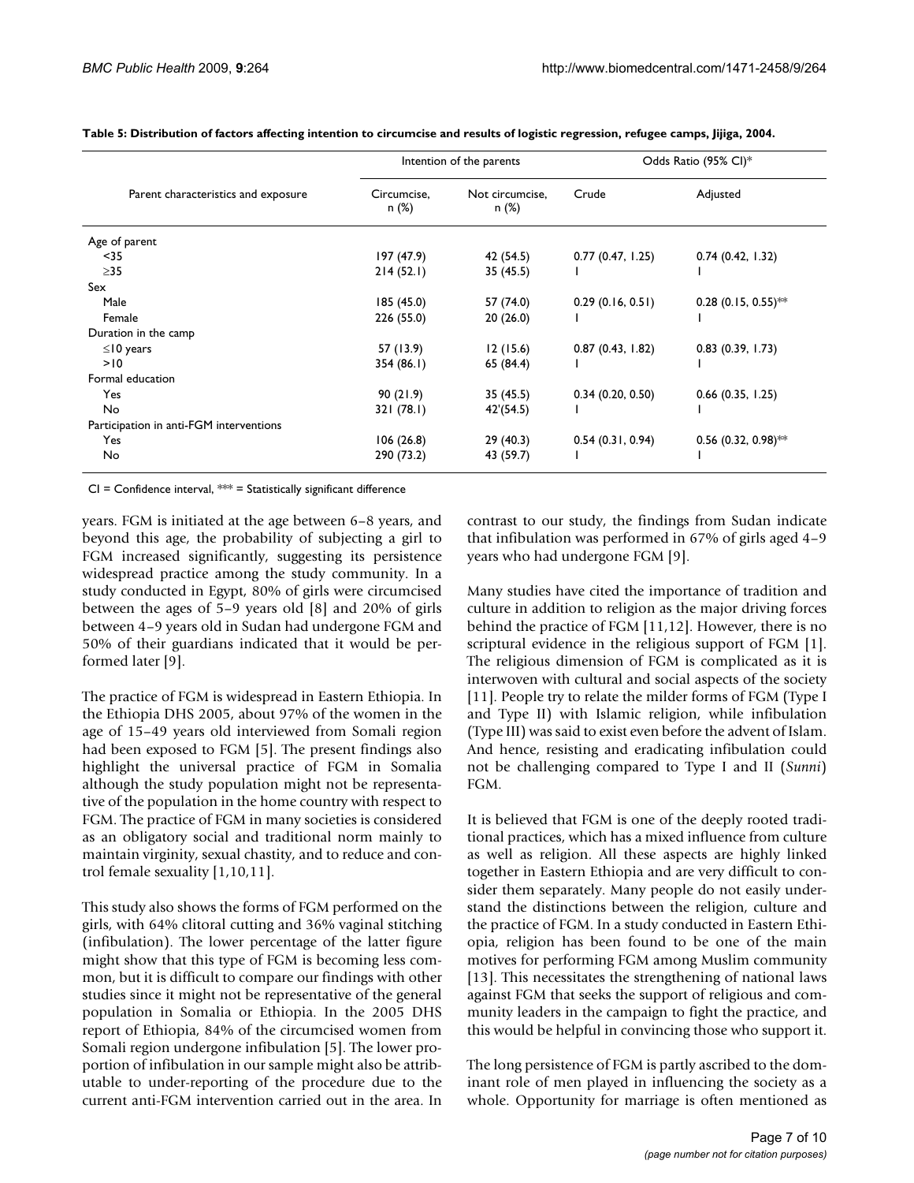**Table 5: Distribution of factors affecting intention to circumcise and results of logistic regression, refugee camps, Jijiga, 2004.**

| Parent characteristics and exposure | Intention of the parents | | Odds Ratio (95% CI)* | |
|---|---|---|---|---|
| | Circumcise, n (%) | Not circumcise, n (%) | Crude | Adjusted |
| Age of parent | | | | |
| <35 | 197 (47.9) | 42 (54.5) | 0.77 (0.47, 1.25) | 0.74 (0.42, 1.32) |
| ≥35 | 214 (52.1) | 35 (45.5) | 1 | 1 |
| Sex | | | | |
| Male | 185 (45.0) | 57 (74.0) | 0.29 (0.16, 0.51) | 0.28 (0.15, 0.55)** |
| Female | 226 (55.0) | 20 (26.0) | 1 | 1 |
| Duration in the camp | | | | |
| ≤10 years | 57 (13.9) | 12 (15.6) | 0.87 (0.43, 1.82) | 0.83 (0.39, 1.73) |
| >10 | 354 (86.1) | 65 (84.4) | 1 | 1 |
| Formal education | | | | |
| Yes | 90 (21.9) | 35 (45.5) | 0.34 (0.20, 0.50) | 0.66 (0.35, 1.25) |
| No | 321 (78.1) | 42'(54.5) | 1 | 1 |
| Participation in anti-FGM interventions | | | | |
| Yes | 106 (26.8) | 29 (40.3) | 0.54 (0.31, 0.94) | 0.56 (0.32, 0.98)** |
| No | 290 (73.2) | 43 (59.7) | 1 | 1 |

CI = Confidence interval, *** = Statistically significant difference

years. FGM is initiated at the age between 6–8 years, and beyond this age, the probability of subjecting a girl to FGM increased significantly, suggesting its persistence widespread practice among the study community. In a study conducted in Egypt, 80% of girls were circumcised between the ages of 5–9 years old [8] and 20% of girls between 4–9 years old in Sudan had undergone FGM and 50% of their guardians indicated that it would be performed later [9].

The practice of FGM is widespread in Eastern Ethiopia. In the Ethiopia DHS 2005, about 97% of the women in the age of 15–49 years old interviewed from Somali region had been exposed to FGM [5]. The present findings also highlight the universal practice of FGM in Somalia although the study population might not be representative of the population in the home country with respect to FGM. The practice of FGM in many societies is considered as an obligatory social and traditional norm mainly to maintain virginity, sexual chastity, and to reduce and control female sexuality [1,10,11].

This study also shows the forms of FGM performed on the girls, with 64% clitoral cutting and 36% vaginal stitching (infibulation). The lower percentage of the latter figure might show that this type of FGM is becoming less common, but it is difficult to compare our findings with other studies since it might not be representative of the general population in Somalia or Ethiopia. In the 2005 DHS report of Ethiopia, 84% of the circumcised women from Somali region undergone infibulation [5]. The lower proportion of infibulation in our sample might also be attributable to under-reporting of the procedure due to the current anti-FGM intervention carried out in the area. In contrast to our study, the findings from Sudan indicate that infibulation was performed in 67% of girls aged 4–9 years who had undergone FGM [9].

Many studies have cited the importance of tradition and culture in addition to religion as the major driving forces behind the practice of FGM [11,12]. However, there is no scriptural evidence in the religious support of FGM [1]. The religious dimension of FGM is complicated as it is interwoven with cultural and social aspects of the society [11]. People try to relate the milder forms of FGM (Type I and Type II) with Islamic religion, while infibulation (Type III) was said to exist even before the advent of Islam. And hence, resisting and eradicating infibulation could not be challenging compared to Type I and II (*Sunni*) FGM.

It is believed that FGM is one of the deeply rooted traditional practices, which has a mixed influence from culture as well as religion. All these aspects are highly linked together in Eastern Ethiopia and are very difficult to consider them separately. Many people do not easily understand the distinctions between the religion, culture and the practice of FGM. In a study conducted in Eastern Ethiopia, religion has been found to be one of the main motives for performing FGM among Muslim community [13]. This necessitates the strengthening of national laws against FGM that seeks the support of religious and community leaders in the campaign to fight the practice, and this would be helpful in convincing those who support it.

The long persistence of FGM is partly ascribed to the dominant role of men played in influencing the society as a whole. Opportunity for marriage is often mentioned as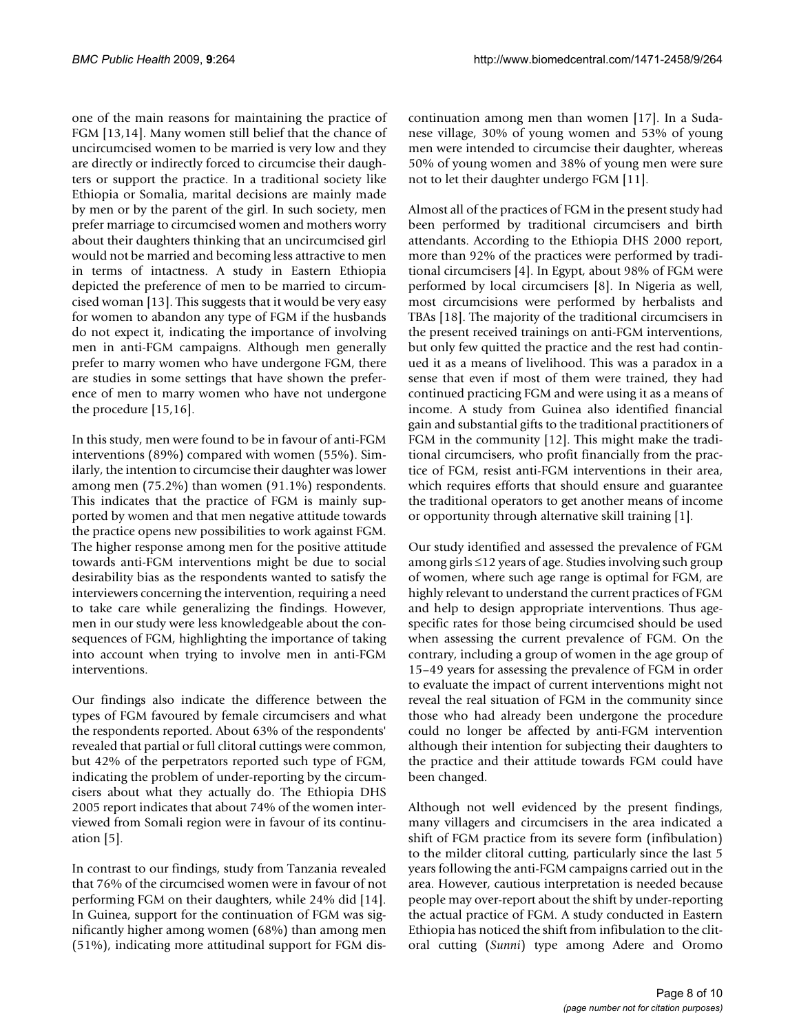one of the main reasons for maintaining the practice of FGM [13,14]. Many women still belief that the chance of uncircumcised women to be married is very low and they are directly or indirectly forced to circumcise their daughters or support the practice. In a traditional society like Ethiopia or Somalia, marital decisions are mainly made by men or by the parent of the girl. In such society, men prefer marriage to circumcised women and mothers worry about their daughters thinking that an uncircumcised girl would not be married and becoming less attractive to men in terms of intactness. A study in Eastern Ethiopia depicted the preference of men to be married to circumcised woman [13]. This suggests that it would be very easy for women to abandon any type of FGM if the husbands do not expect it, indicating the importance of involving men in anti-FGM campaigns. Although men generally prefer to marry women who have undergone FGM, there are studies in some settings that have shown the preference of men to marry women who have not undergone the procedure [15,16].

In this study, men were found to be in favour of anti-FGM interventions (89%) compared with women (55%). Similarly, the intention to circumcise their daughter was lower among men (75.2%) than women (91.1%) respondents. This indicates that the practice of FGM is mainly supported by women and that men negative attitude towards the practice opens new possibilities to work against FGM. The higher response among men for the positive attitude towards anti-FGM interventions might be due to social desirability bias as the respondents wanted to satisfy the interviewers concerning the intervention, requiring a need to take care while generalizing the findings. However, men in our study were less knowledgeable about the consequences of FGM, highlighting the importance of taking into account when trying to involve men in anti-FGM interventions.

Our findings also indicate the difference between the types of FGM favoured by female circumcisers and what the respondents reported. About 63% of the respondents' revealed that partial or full clitoral cuttings were common, but 42% of the perpetrators reported such type of FGM, indicating the problem of under-reporting by the circumcisers about what they actually do. The Ethiopia DHS 2005 report indicates that about 74% of the women interviewed from Somali region were in favour of its continuation [5].

In contrast to our findings, study from Tanzania revealed that 76% of the circumcised women were in favour of not performing FGM on their daughters, while 24% did [14]. In Guinea, support for the continuation of FGM was significantly higher among women (68%) than among men (51%), indicating more attitudinal support for FGM discontinuation among men than women [17]. In a Sudanese village, 30% of young women and 53% of young men were intended to circumcise their daughter, whereas 50% of young women and 38% of young men were sure not to let their daughter undergo FGM [11].

Almost all of the practices of FGM in the present study had been performed by traditional circumcisers and birth attendants. According to the Ethiopia DHS 2000 report, more than 92% of the practices were performed by traditional circumcisers [4]. In Egypt, about 98% of FGM were performed by local circumcisers [8]. In Nigeria as well, most circumcisions were performed by herbalists and TBAs [18]. The majority of the traditional circumcisers in the present received trainings on anti-FGM interventions, but only few quitted the practice and the rest had continued it as a means of livelihood. This was a paradox in a sense that even if most of them were trained, they had continued practicing FGM and were using it as a means of income. A study from Guinea also identified financial gain and substantial gifts to the traditional practitioners of FGM in the community [12]. This might make the traditional circumcisers, who profit financially from the practice of FGM, resist anti-FGM interventions in their area, which requires efforts that should ensure and guarantee the traditional operators to get another means of income or opportunity through alternative skill training [1].

Our study identified and assessed the prevalence of FGM among girls ≤12 years of age. Studies involving such group of women, where such age range is optimal for FGM, are highly relevant to understand the current practices of FGM and help to design appropriate interventions. Thus age-specific rates for those being circumcised should be used when assessing the current prevalence of FGM. On the contrary, including a group of women in the age group of 15–49 years for assessing the prevalence of FGM in order to evaluate the impact of current interventions might not reveal the real situation of FGM in the community since those who had already been undergone the procedure could no longer be affected by anti-FGM intervention although their intention for subjecting their daughters to the practice and their attitude towards FGM could have been changed.

Although not well evidenced by the present findings, many villagers and circumcisers in the area indicated a shift of FGM practice from its severe form (infibulation) to the milder clitoral cutting, particularly since the last 5 years following the anti-FGM campaigns carried out in the area. However, cautious interpretation is needed because people may over-report about the shift by under-reporting the actual practice of FGM. A study conducted in Eastern Ethiopia has noticed the shift from infibulation to the clitoral cutting (*Sunni*) type among Adere and Oromo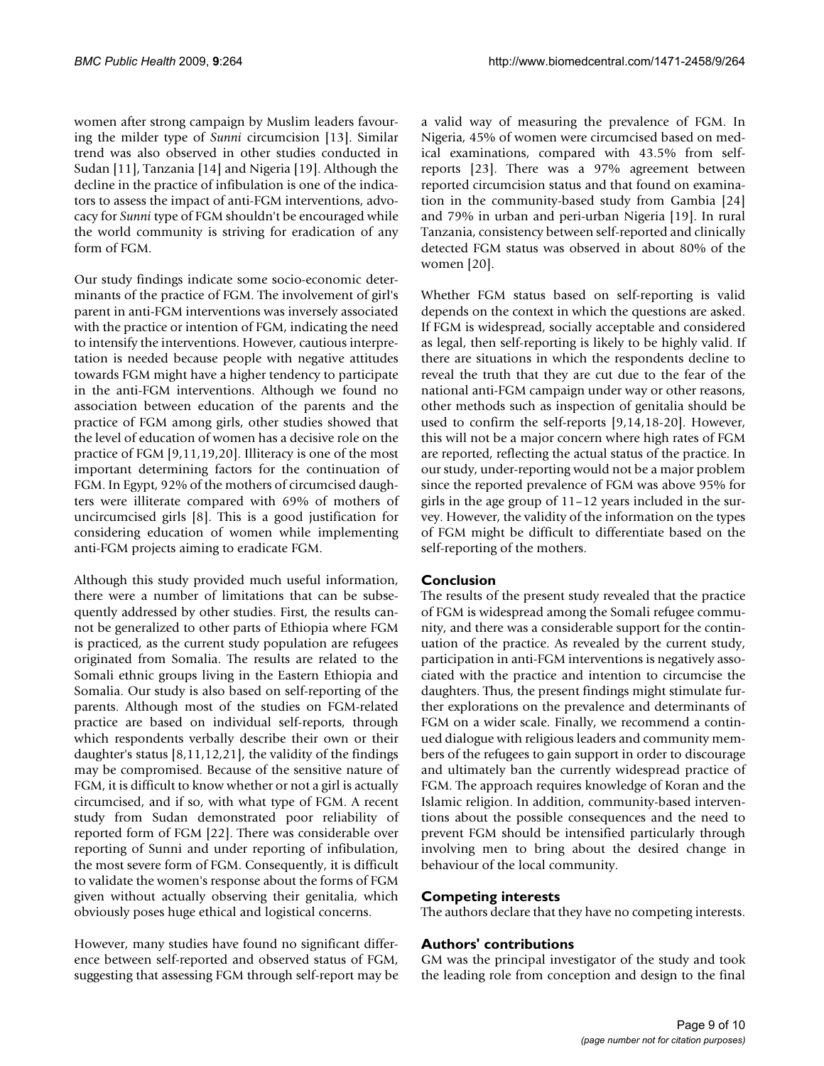women after strong campaign by Muslim leaders favouring the milder type of *Sunni* circumcision [13]. Similar trend was also observed in other studies conducted in Sudan [11], Tanzania [14] and Nigeria [19]. Although the decline in the practice of infibulation is one of the indicators to assess the impact of anti-FGM interventions, advocacy for *Sunni* type of FGM shouldn't be encouraged while the world community is striving for eradication of any form of FGM.

Our study findings indicate some socio-economic determinants of the practice of FGM. The involvement of girl's parent in anti-FGM interventions was inversely associated with the practice or intention of FGM, indicating the need to intensify the interventions. However, cautious interpretation is needed because people with negative attitudes towards FGM might have a higher tendency to participate in the anti-FGM interventions. Although we found no association between education of the parents and the practice of FGM among girls, other studies showed that the level of education of women has a decisive role on the practice of FGM [9,11,19,20]. Illiteracy is one of the most important determining factors for the continuation of FGM. In Egypt, 92% of the mothers of circumcised daughters were illiterate compared with 69% of mothers of uncircumcised girls [8]. This is a good justification for considering education of women while implementing anti-FGM projects aiming to eradicate FGM.

Although this study provided much useful information, there were a number of limitations that can be subsequently addressed by other studies. First, the results cannot be generalized to other parts of Ethiopia where FGM is practiced, as the current study population are refugees originated from Somalia. The results are related to the Somali ethnic groups living in the Eastern Ethiopia and Somalia. Our study is also based on self-reporting of the parents. Although most of the studies on FGM-related practice are based on individual self-reports, through which respondents verbally describe their own or their daughter's status [8,11,12,21], the validity of the findings may be compromised. Because of the sensitive nature of FGM, it is difficult to know whether or not a girl is actually circumcised, and if so, with what type of FGM. A recent study from Sudan demonstrated poor reliability of reported form of FGM [22]. There was considerable over reporting of Sunni and under reporting of infibulation, the most severe form of FGM. Consequently, it is difficult to validate the women's response about the forms of FGM given without actually observing their genitalia, which obviously poses huge ethical and logistical concerns.

However, many studies have found no significant difference between self-reported and observed status of FGM, suggesting that assessing FGM through self-report may be a valid way of measuring the prevalence of FGM. In Nigeria, 45% of women were circumcised based on medical examinations, compared with 43.5% from self-reports [23]. There was a 97% agreement between reported circumcision status and that found on examination in the community-based study from Gambia [24] and 79% in urban and peri-urban Nigeria [19]. In rural Tanzania, consistency between self-reported and clinically detected FGM status was observed in about 80% of the women [20].

Whether FGM status based on self-reporting is valid depends on the context in which the questions are asked. If FGM is widespread, socially acceptable and considered as legal, then self-reporting is likely to be highly valid. If there are situations in which the respondents decline to reveal the truth that they are cut due to the fear of the national anti-FGM campaign under way or other reasons, other methods such as inspection of genitalia should be used to confirm the self-reports [9,14,18-20]. However, this will not be a major concern where high rates of FGM are reported, reflecting the actual status of the practice. In our study, under-reporting would not be a major problem since the reported prevalence of FGM was above 95% for girls in the age group of 11–12 years included in the survey. However, the validity of the information on the types of FGM might be difficult to differentiate based on the self-reporting of the mothers.

## Conclusion

The results of the present study revealed that the practice of FGM is widespread among the Somali refugee community, and there was a considerable support for the continuation of the practice. As revealed by the current study, participation in anti-FGM interventions is negatively associated with the practice and intention to circumcise the daughters. Thus, the present findings might stimulate further explorations on the prevalence and determinants of FGM on a wider scale. Finally, we recommend a continued dialogue with religious leaders and community members of the refugees to gain support in order to discourage and ultimately ban the currently widespread practice of FGM. The approach requires knowledge of Koran and the Islamic religion. In addition, community-based interventions about the possible consequences and the need to prevent FGM should be intensified particularly through involving men to bring about the desired change in behaviour of the local community.

## Competing interests

The authors declare that they have no competing interests.

## Authors' contributions

GM was the principal investigator of the study and took the leading role from conception and design to the final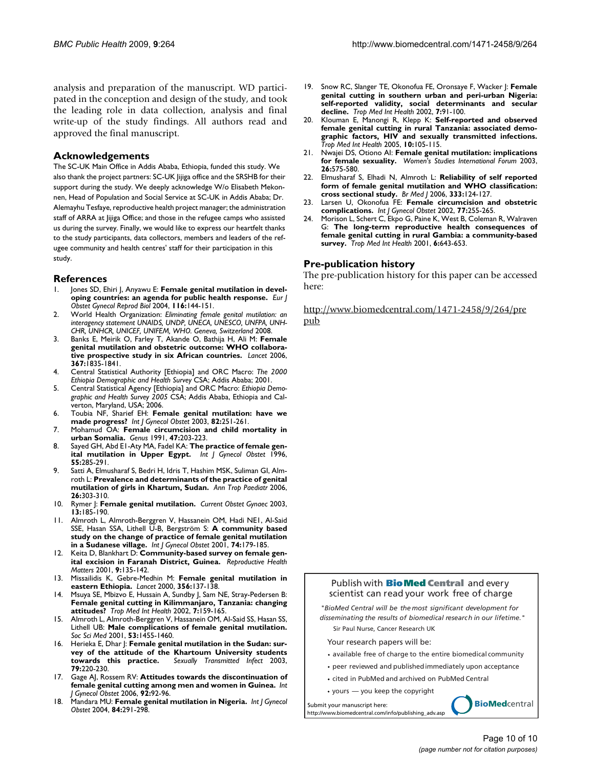analysis and preparation of the manuscript. WD participated in the conception and design of the study, and took the leading role in data collection, analysis and final write-up of the study findings. All authors read and approved the final manuscript.

## Acknowledgements

The SC-UK Main Office in Addis Ababa, Ethiopia, funded this study. We also thank the project partners: SC-UK Jijiga office and the SRSHB for their support during the study. We deeply acknowledge W/o Elisabeth Mekonnen, Head of Population and Social Service at SC-UK in Addis Ababa; Dr. Alemayhu Tesfaye, reproductive health project manager; the administration staff of ARRA at Jijiga Office; and those in the refugee camps who assisted us during the survey. Finally, we would like to express our heartfelt thanks to the study participants, data collectors, members and leaders of the refugee community and health centres' staff for their participation in this study.

## References

1. Jones SD, Ehiri J, Anyawu E: **Female genital mutilation in developing countries: an agenda for public health response.** *Eur J Obstet Gynecol Reprod Biol* 2004, **116:**144-151.
2. World Health Organization: *Eliminating female genital mutilation: an interagency statement UNAIDS, UNDP, UNECA, UNESCO, UNFPA, UNHCHR, UNHCR, UNICEF, UNIFEM, WHO. Geneva, Switzerland* 2008.
3. Banks E, Meirik O, Farley T, Akande O, Bathija H, Ali M: **Female genital mutilation and obstetric outcome: WHO collaborative prospective study in six African countries.** *Lancet* 2006, **367:**1835-1841.
4. Central Statistical Authority [Ethiopia] and ORC Macro: *The 2000 Ethiopia Demographic and Health Survey* CSA; Addis Ababa; 2001.
5. Central Statistical Agency [Ethiopia] and ORC Macro: *Ethiopia Demographic and Health Survey 2005* CSA; Addis Ababa, Ethiopia and Calverton, Maryland, USA; 2006.
6. Toubia NF, Sharief EH: **Female genital mutilation: have we made progress?** *Int J Gynecol Obstet* 2003, **82:**251-261.
7. Mohamud OA: **Female circumcision and child mortality in urban Somalia.** *Genus* 1991, **47:**203-223.
8. Sayed GH, Abd El-Aty MA, Fadel KA: **The practice of female genital mutilation in Upper Egypt.** *Int J Gynecol Obstet* 1996, **55:**285-291.
9. Satti A, Elmusharaf S, Bedri H, Idris T, Hashim MSK, Suliman GI, Almroth L: **Prevalence and determinants of the practice of genital mutilation of girls in Khartum, Sudan.** *Ann Trop Paediatr* 2006, **26:**303-310.
10. Rymer J: **Female genital mutilation.** *Current Obstet Gynaec* 2003, **13:**185-190.
11. Almroth L, Almroth-Berggren V, Hassanein OM, Hadi NEI, Al-Said SSE, Hasan SSA, Lithell U-B, Bergström S: **A community based study on the change of practice of female genital mutilation in a Sudanese village.** *Int J Gynecol Obstet* 2001, **74:**179-185.
12. Keita D, Blankhart D: **Community-based survey on female genital excision in Faranah District, Guinea.** *Reproductive Health Matters* 2001, **9:**135-142.
13. Missailidis K, Gebre-Medhin M: **Female genital mutilation in eastern Ethiopia.** *Lancet* 2000, **356:**137-138.
14. Msuya SE, Mbizvo E, Hussain A, Sundby J, Sam NE, Stray-Pedersen B: **Female genital cutting in Kilimmanjaro, Tanzania: changing attitudes?** *Trop Med Int Health* 2002, **7:**159-165.
15. Almroth L, Almroth-Berggren V, Hassanein OM, Al-Said SS, Hasan SS, Lithell UB: **Male complications of female genital mutilation.** *Soc Sci Med* 2001, **53:**1455-1460.
16. Herieka E, Dhar J: **Female genital mutilation in the Sudan: survey of the attitude of the Khartoum University students towards this practice.** *Sexually Transmitted Infect* 2003, **79:**220-230.
17. Gage AJ, Rossem RV: **Attitudes towards the discontinuation of female genital cutting among men and women in Guinea.** *Int J Gynecol Obstet* 2006, **92:**92-96.
18. Mandara MU: **Female genital mutilation in Nigeria.** *Int J Gynecol Obstet* 2004, **84:**291-298.
19. Snow RC, Slanger TE, Okonofua FE, Oronsaye F, Wacker J: **Female genital cutting in southern urban and peri-urban Nigeria: self-reported validity, social determinants and secular decline.** *Trop Med Int Health* 2002, **7:**91-100.
20. Klouman E, Manongi R, Klepp K: **Self-reported and observed female genital cutting in rural Tanzania: associated demographic factors, HIV and sexually transmitted infections.** *Trop Med Int Health* 2005, **10:**105-115.
21. Nwajei DS, Otiono AI: **Female genital mutilation: implications for female sexuality.** *Women's Studies International Forum* 2003, **26:**575-580.
22. Elmusharaf S, Elhadi N, Almroth L: **Reliability of self reported form of female genital mutilation and WHO classification: cross sectional study.** *Br Med J* 2006, **333:**124-127.
23. Larsen U, Okonofua FE: **Female circumcision and obstetric complications.** *Int J Gynecol Obstet* 2002, **77:**255-265.
24. Morison L, Schert C, Ekpo G, Paine K, West B, Coleman R, Walraven G: **The long-term reproductive health consequences of female genital cutting in rural Gambia: a community-based survey.** *Trop Med Int Health* 2001, **6:**643-653.

## Pre-publication history

The pre-publication history for this paper can be accessed here:

http://www.biomedcentral.com/1471-2458/9/264/prepub

Publish with **BioMed Central** and every scientist can read your work free of charge

*"BioMed Central will be the most significant development for disseminating the results of biomedical research in our lifetime."*

Sir Paul Nurse, Cancer Research UK

Your research papers will be:

- available free of charge to the entire biomedical community
- peer reviewed and published immediately upon acceptance
- cited in PubMed and archived on PubMed Central
- yours — you keep the copyright

Submit your manuscript here:
http://www.biomedcentral.com/info/publishing_adv.asp

**BioMed**central